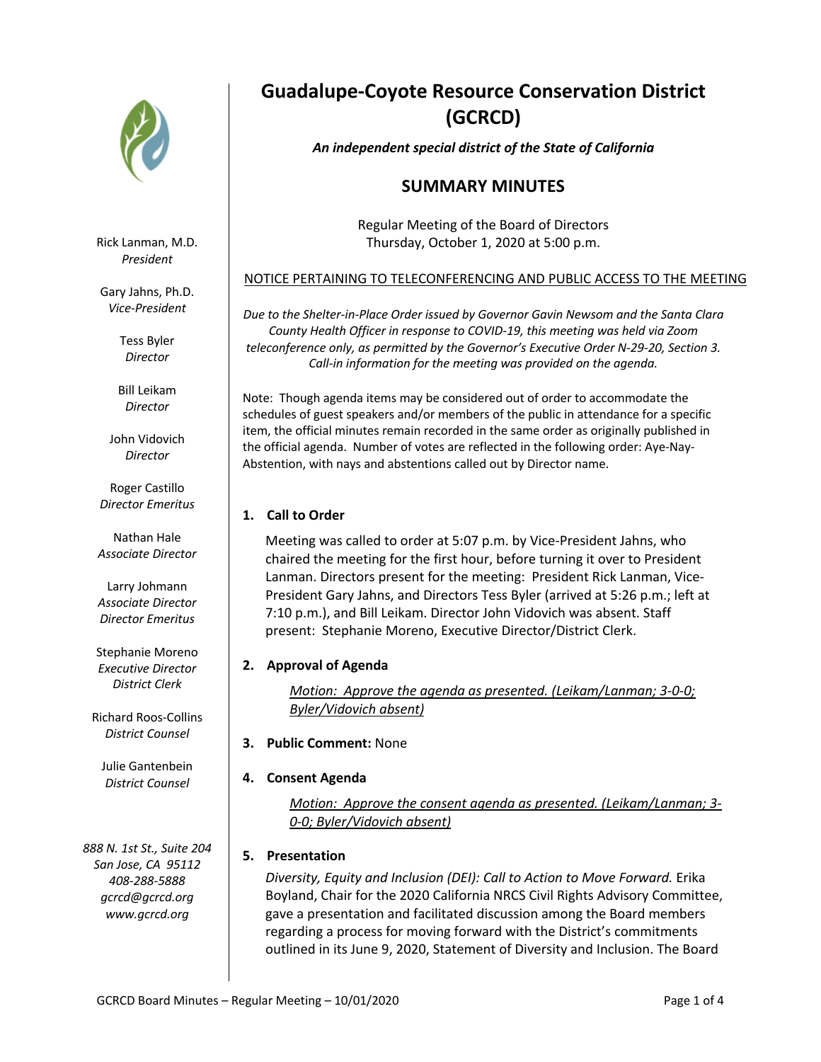# Guadalupe-Coyote Resource Conservation District (GCRCD)

***An independent special district of the State of California***

## SUMMARY MINUTES

Regular Meeting of the Board of Directors
Thursday, October 1, 2020 at 5:00 p.m.

NOTICE PERTAINING TO TELECONFERENCING AND PUBLIC ACCESS TO THE MEETING

*Due to the Shelter-in-Place Order issued by Governor Gavin Newsom and the Santa Clara County Health Officer in response to COVID-19, this meeting was held via Zoom teleconference only, as permitted by the Governor's Executive Order N-29-20, Section 3. Call-in information for the meeting was provided on the agenda.*

Note: Though agenda items may be considered out of order to accommodate the schedules of guest speakers and/or members of the public in attendance for a specific item, the official minutes remain recorded in the same order as originally published in the official agenda. Number of votes are reflected in the following order: Aye-Nay-Abstention, with nays and abstentions called out by Director name.

Rick Lanman, M.D.
*President*

Gary Jahns, Ph.D.
*Vice-President*

Tess Byler
*Director*

Bill Leikam
*Director*

John Vidovich
*Director*

Roger Castillo
*Director Emeritus*

Nathan Hale
*Associate Director*

Larry Johmann
*Associate Director*
*Director Emeritus*

Stephanie Moreno
*Executive Director*
*District Clerk*

Richard Roos-Collins
*District Counsel*

Julie Gantenbein
*District Counsel*

*888 N. 1st St., Suite 204*
*San Jose, CA 95112*
*408-288-5888*
*gcrcd@gcrcd.org*
*www.gcrcd.org*

### 1. Call to Order

Meeting was called to order at 5:07 p.m. by Vice-President Jahns, who chaired the meeting for the first hour, before turning it over to President Lanman. Directors present for the meeting: President Rick Lanman, Vice-President Gary Jahns, and Directors Tess Byler (arrived at 5:26 p.m.; left at 7:10 p.m.), and Bill Leikam. Director John Vidovich was absent. Staff present: Stephanie Moreno, Executive Director/District Clerk.

### 2. Approval of Agenda

*Motion: Approve the agenda as presented. (Leikam/Lanman; 3-0-0; Byler/Vidovich absent)*

### 3. Public Comment: None

### 4. Consent Agenda

*Motion: Approve the consent agenda as presented. (Leikam/Lanman; 3-0-0; Byler/Vidovich absent)*

### 5. Presentation

*Diversity, Equity and Inclusion (DEI): Call to Action to Move Forward.* Erika Boyland, Chair for the 2020 California NRCS Civil Rights Advisory Committee, gave a presentation and facilitated discussion among the Board members regarding a process for moving forward with the District's commitments outlined in its June 9, 2020, Statement of Diversity and Inclusion. The Board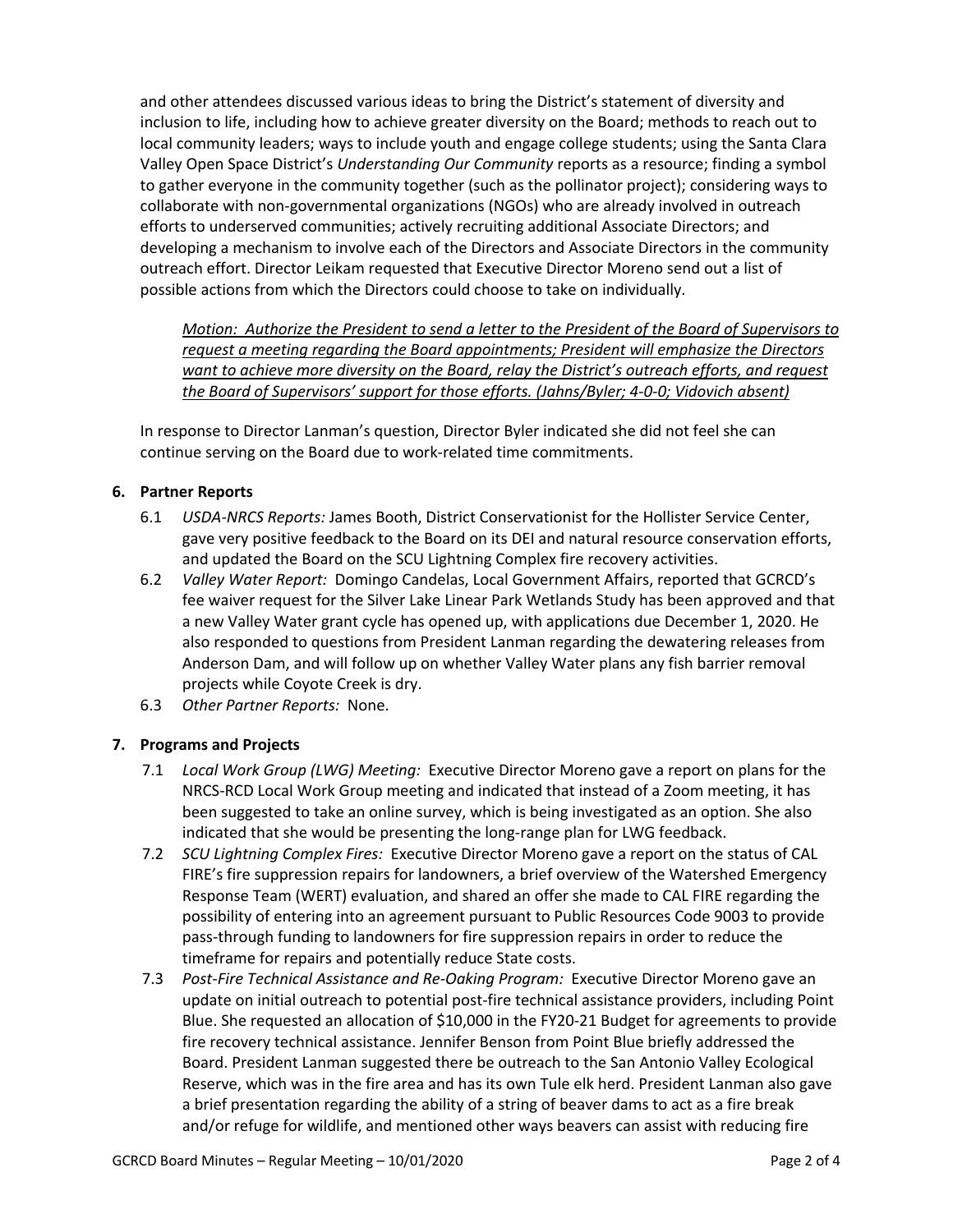and other attendees discussed various ideas to bring the District's statement of diversity and inclusion to life, including how to achieve greater diversity on the Board; methods to reach out to local community leaders; ways to include youth and engage college students; using the Santa Clara Valley Open Space District's *Understanding Our Community* reports as a resource; finding a symbol to gather everyone in the community together (such as the pollinator project); considering ways to collaborate with non-governmental organizations (NGOs) who are already involved in outreach efforts to underserved communities; actively recruiting additional Associate Directors; and developing a mechanism to involve each of the Directors and Associate Directors in the community outreach effort. Director Leikam requested that Executive Director Moreno send out a list of possible actions from which the Directors could choose to take on individually.

> *Motion: Authorize the President to send a letter to the President of the Board of Supervisors to request a meeting regarding the Board appointments; President will emphasize the Directors want to achieve more diversity on the Board, relay the District's outreach efforts, and request the Board of Supervisors' support for those efforts. (Jahns/Byler; 4-0-0; Vidovich absent)*

In response to Director Lanman's question, Director Byler indicated she did not feel she can continue serving on the Board due to work-related time commitments.

**6. Partner Reports**

6.1 *USDA-NRCS Reports:* James Booth, District Conservationist for the Hollister Service Center, gave very positive feedback to the Board on its DEI and natural resource conservation efforts, and updated the Board on the SCU Lightning Complex fire recovery activities.

6.2 *Valley Water Report:* Domingo Candelas, Local Government Affairs, reported that GCRCD's fee waiver request for the Silver Lake Linear Park Wetlands Study has been approved and that a new Valley Water grant cycle has opened up, with applications due December 1, 2020. He also responded to questions from President Lanman regarding the dewatering releases from Anderson Dam, and will follow up on whether Valley Water plans any fish barrier removal projects while Coyote Creek is dry.

6.3 *Other Partner Reports:* None.

**7. Programs and Projects**

7.1 *Local Work Group (LWG) Meeting:* Executive Director Moreno gave a report on plans for the NRCS-RCD Local Work Group meeting and indicated that instead of a Zoom meeting, it has been suggested to take an online survey, which is being investigated as an option. She also indicated that she would be presenting the long-range plan for LWG feedback.

7.2 *SCU Lightning Complex Fires:* Executive Director Moreno gave a report on the status of CAL FIRE's fire suppression repairs for landowners, a brief overview of the Watershed Emergency Response Team (WERT) evaluation, and shared an offer she made to CAL FIRE regarding the possibility of entering into an agreement pursuant to Public Resources Code 9003 to provide pass-through funding to landowners for fire suppression repairs in order to reduce the timeframe for repairs and potentially reduce State costs.

7.3 *Post-Fire Technical Assistance and Re-Oaking Program:* Executive Director Moreno gave an update on initial outreach to potential post-fire technical assistance providers, including Point Blue. She requested an allocation of $10,000 in the FY20-21 Budget for agreements to provide fire recovery technical assistance. Jennifer Benson from Point Blue briefly addressed the Board. President Lanman suggested there be outreach to the San Antonio Valley Ecological Reserve, which was in the fire area and has its own Tule elk herd. President Lanman also gave a brief presentation regarding the ability of a string of beaver dams to act as a fire break and/or refuge for wildlife, and mentioned other ways beavers can assist with reducing fire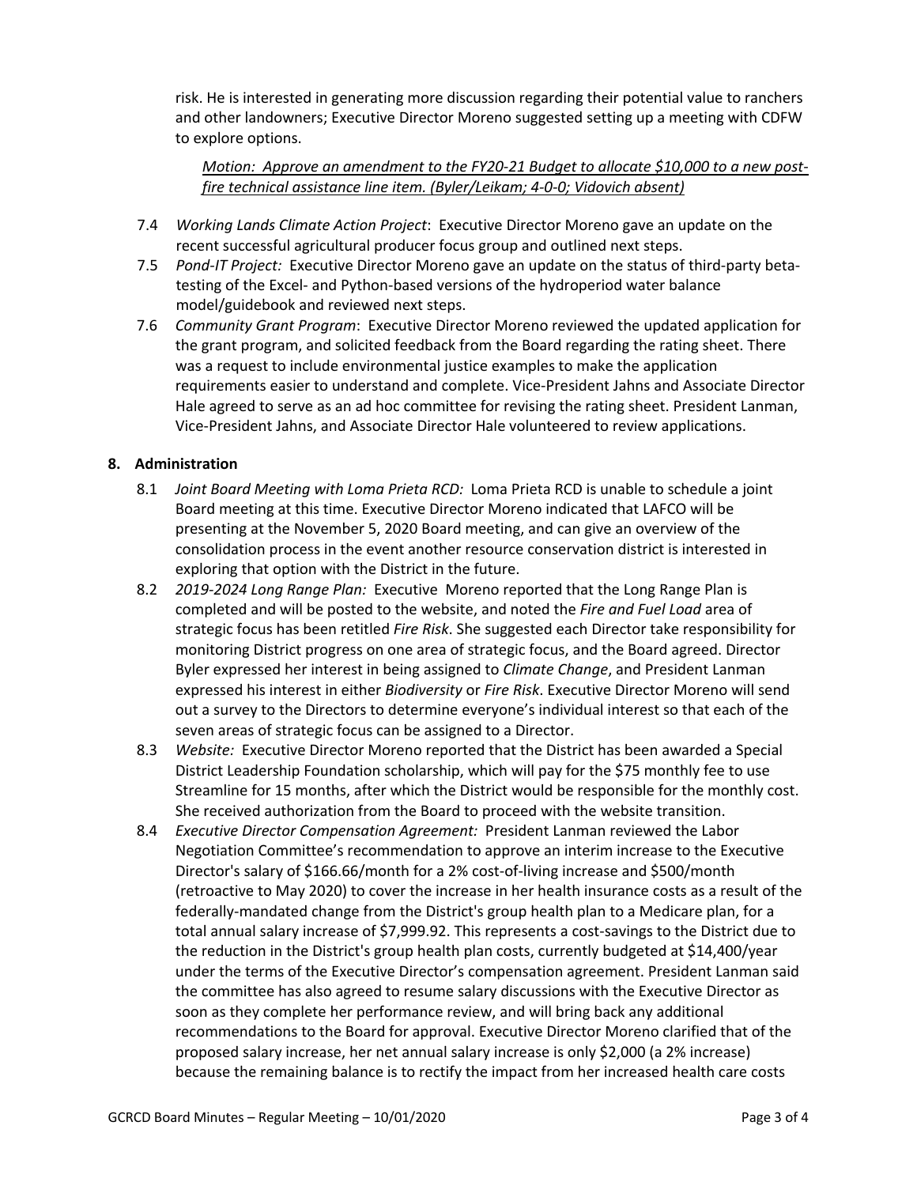risk. He is interested in generating more discussion regarding their potential value to ranchers and other landowners; Executive Director Moreno suggested setting up a meeting with CDFW to explore options.

*Motion: Approve an amendment to the FY20-21 Budget to allocate $10,000 to a new post-fire technical assistance line item. (Byler/Leikam; 4-0-0; Vidovich absent)*

7.4 *Working Lands Climate Action Project*: Executive Director Moreno gave an update on the recent successful agricultural producer focus group and outlined next steps.

7.5 *Pond-IT Project:* Executive Director Moreno gave an update on the status of third-party beta-testing of the Excel- and Python-based versions of the hydroperiod water balance model/guidebook and reviewed next steps.

7.6 *Community Grant Program*: Executive Director Moreno reviewed the updated application for the grant program, and solicited feedback from the Board regarding the rating sheet. There was a request to include environmental justice examples to make the application requirements easier to understand and complete. Vice-President Jahns and Associate Director Hale agreed to serve as an ad hoc committee for revising the rating sheet. President Lanman, Vice-President Jahns, and Associate Director Hale volunteered to review applications.

## 8. Administration

8.1 *Joint Board Meeting with Loma Prieta RCD:* Loma Prieta RCD is unable to schedule a joint Board meeting at this time. Executive Director Moreno indicated that LAFCO will be presenting at the November 5, 2020 Board meeting, and can give an overview of the consolidation process in the event another resource conservation district is interested in exploring that option with the District in the future.

8.2 *2019-2024 Long Range Plan:* Executive Moreno reported that the Long Range Plan is completed and will be posted to the website, and noted the *Fire and Fuel Load* area of strategic focus has been retitled *Fire Risk*. She suggested each Director take responsibility for monitoring District progress on one area of strategic focus, and the Board agreed. Director Byler expressed her interest in being assigned to *Climate Change*, and President Lanman expressed his interest in either *Biodiversity* or *Fire Risk*. Executive Director Moreno will send out a survey to the Directors to determine everyone's individual interest so that each of the seven areas of strategic focus can be assigned to a Director.

8.3 *Website:* Executive Director Moreno reported that the District has been awarded a Special District Leadership Foundation scholarship, which will pay for the $75 monthly fee to use Streamline for 15 months, after which the District would be responsible for the monthly cost. She received authorization from the Board to proceed with the website transition.

8.4 *Executive Director Compensation Agreement:* President Lanman reviewed the Labor Negotiation Committee's recommendation to approve an interim increase to the Executive Director's salary of $166.66/month for a 2% cost-of-living increase and $500/month (retroactive to May 2020) to cover the increase in her health insurance costs as a result of the federally-mandated change from the District's group health plan to a Medicare plan, for a total annual salary increase of $7,999.92. This represents a cost-savings to the District due to the reduction in the District's group health plan costs, currently budgeted at $14,400/year under the terms of the Executive Director's compensation agreement. President Lanman said the committee has also agreed to resume salary discussions with the Executive Director as soon as they complete her performance review, and will bring back any additional recommendations to the Board for approval. Executive Director Moreno clarified that of the proposed salary increase, her net annual salary increase is only $2,000 (a 2% increase) because the remaining balance is to rectify the impact from her increased health care costs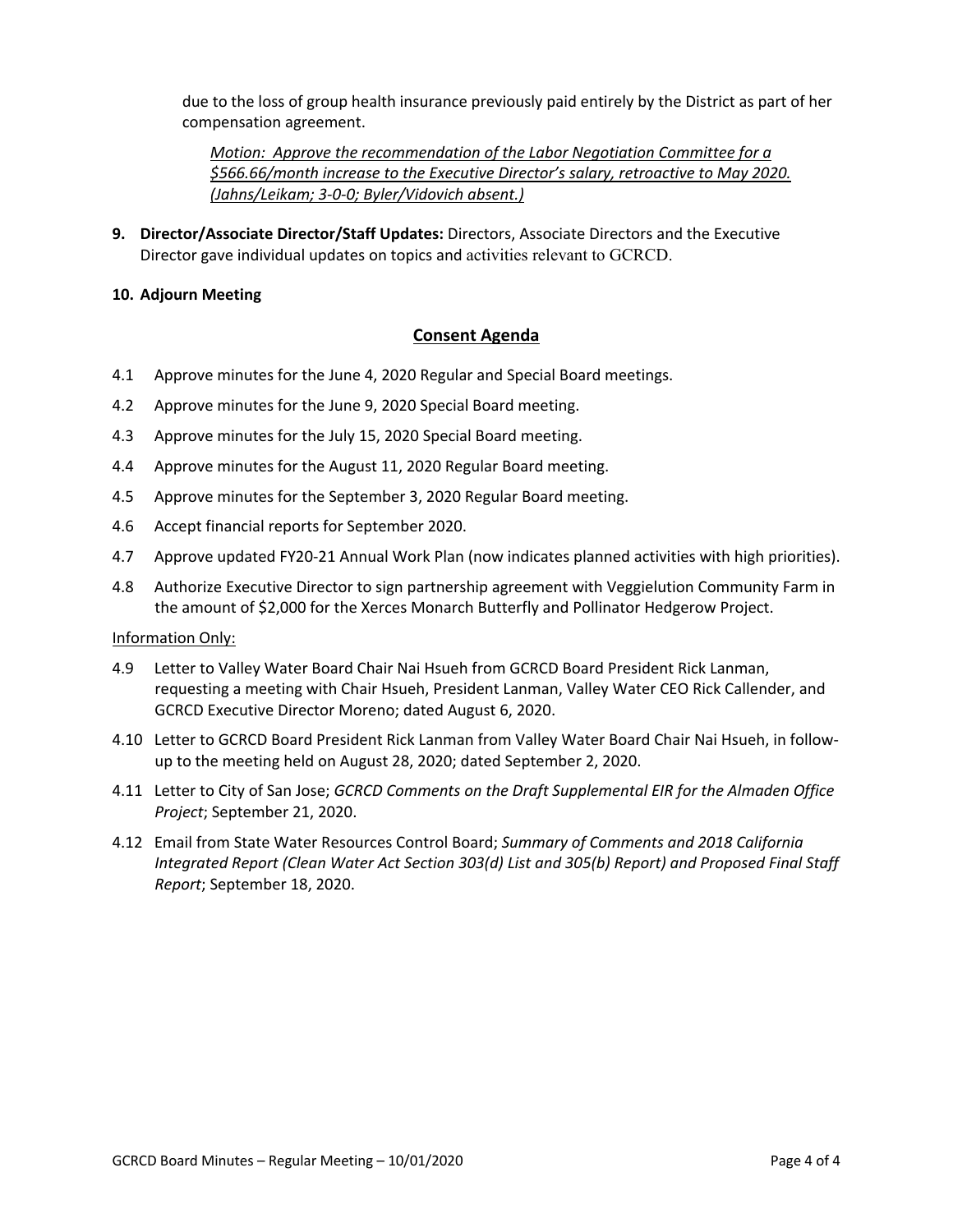due to the loss of group health insurance previously paid entirely by the District as part of her compensation agreement.

> <u>*Motion: Approve the recommendation of the Labor Negotiation Committee for a $566.66/month increase to the Executive Director's salary, retroactive to May 2020. (Jahns/Leikam; 3-0-0; Byler/Vidovich absent.)*</u>

**9. Director/Associate Director/Staff Updates:** Directors, Associate Directors and the Executive Director gave individual updates on topics and activities relevant to GCRCD.

**10. Adjourn Meeting**

## Consent Agenda

4.1 Approve minutes for the June 4, 2020 Regular and Special Board meetings.

4.2 Approve minutes for the June 9, 2020 Special Board meeting.

4.3 Approve minutes for the July 15, 2020 Special Board meeting.

4.4 Approve minutes for the August 11, 2020 Regular Board meeting.

4.5 Approve minutes for the September 3, 2020 Regular Board meeting.

4.6 Accept financial reports for September 2020.

4.7 Approve updated FY20-21 Annual Work Plan (now indicates planned activities with high priorities).

4.8 Authorize Executive Director to sign partnership agreement with Veggielution Community Farm in the amount of $2,000 for the Xerces Monarch Butterfly and Pollinator Hedgerow Project.

<u>Information Only:</u>

4.9 Letter to Valley Water Board Chair Nai Hsueh from GCRCD Board President Rick Lanman, requesting a meeting with Chair Hsueh, President Lanman, Valley Water CEO Rick Callender, and GCRCD Executive Director Moreno; dated August 6, 2020.

4.10 Letter to GCRCD Board President Rick Lanman from Valley Water Board Chair Nai Hsueh, in follow-up to the meeting held on August 28, 2020; dated September 2, 2020.

4.11 Letter to City of San Jose; *GCRCD Comments on the Draft Supplemental EIR for the Almaden Office Project*; September 21, 2020.

4.12 Email from State Water Resources Control Board; *Summary of Comments and 2018 California Integrated Report (Clean Water Act Section 303(d) List and 305(b) Report) and Proposed Final Staff Report*; September 18, 2020.